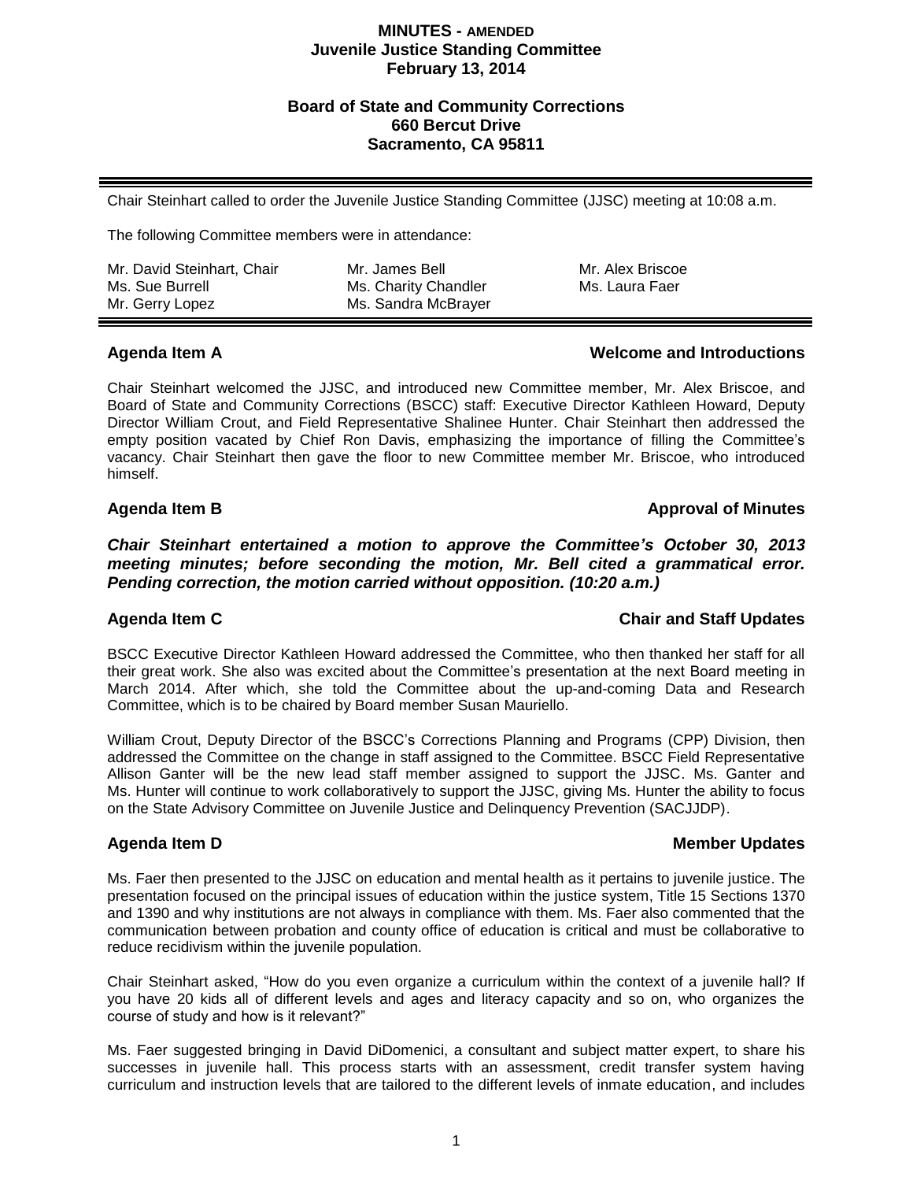# MINUTES - AMENDED
## Juvenile Justice Standing Committee
## February 13, 2014

### Board of State and Community Corrections
### 660 Bercut Drive
### Sacramento, CA 95811

---

Chair Steinhart called to order the Juvenile Justice Standing Committee (JJSC) meeting at 10:08 a.m.

The following Committee members were in attendance:

| | | |
|---|---|---|
| Mr. David Steinhart, Chair | Mr. James Bell | Mr. Alex Briscoe |
| Ms. Sue Burrell | Ms. Charity Chandler | Ms. Laura Faer |
| Mr. Gerry Lopez | Ms. Sandra McBrayer | |

---

### Agenda Item A — Welcome and Introductions

Chair Steinhart welcomed the JJSC, and introduced new Committee member, Mr. Alex Briscoe, and Board of State and Community Corrections (BSCC) staff: Executive Director Kathleen Howard, Deputy Director William Crout, and Field Representative Shalinee Hunter. Chair Steinhart then addressed the empty position vacated by Chief Ron Davis, emphasizing the importance of filling the Committee's vacancy. Chair Steinhart then gave the floor to new Committee member Mr. Briscoe, who introduced himself.

### Agenda Item B — Approval of Minutes

***Chair Steinhart entertained a motion to approve the Committee's October 30, 2013 meeting minutes; before seconding the motion, Mr. Bell cited a grammatical error. Pending correction, the motion carried without opposition. (10:20 a.m.)***

### Agenda Item C — Chair and Staff Updates

BSCC Executive Director Kathleen Howard addressed the Committee, who then thanked her staff for all their great work. She also was excited about the Committee's presentation at the next Board meeting in March 2014. After which, she told the Committee about the up-and-coming Data and Research Committee, which is to be chaired by Board member Susan Mauriello.

William Crout, Deputy Director of the BSCC's Corrections Planning and Programs (CPP) Division, then addressed the Committee on the change in staff assigned to the Committee. BSCC Field Representative Allison Ganter will be the new lead staff member assigned to support the JJSC. Ms. Ganter and Ms. Hunter will continue to work collaboratively to support the JJSC, giving Ms. Hunter the ability to focus on the State Advisory Committee on Juvenile Justice and Delinquency Prevention (SACJJDP).

### Agenda Item D — Member Updates

Ms. Faer then presented to the JJSC on education and mental health as it pertains to juvenile justice. The presentation focused on the principal issues of education within the justice system, Title 15 Sections 1370 and 1390 and why institutions are not always in compliance with them. Ms. Faer also commented that the communication between probation and county office of education is critical and must be collaborative to reduce recidivism within the juvenile population.

Chair Steinhart asked, "How do you even organize a curriculum within the context of a juvenile hall? If you have 20 kids all of different levels and ages and literacy capacity and so on, who organizes the course of study and how is it relevant?"

Ms. Faer suggested bringing in David DiDomenici, a consultant and subject matter expert, to share his successes in juvenile hall. This process starts with an assessment, credit transfer system having curriculum and instruction levels that are tailored to the different levels of inmate education, and includes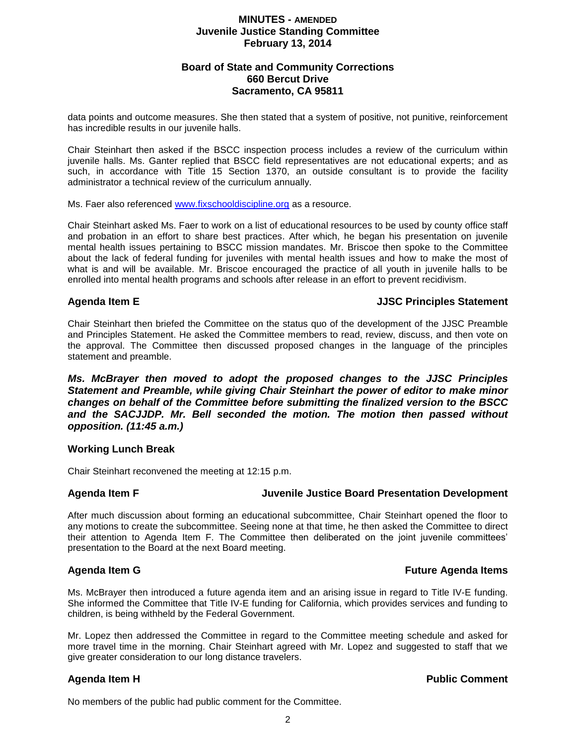data points and outcome measures. She then stated that a system of positive, not punitive, reinforcement has incredible results in our juvenile halls.

Chair Steinhart then asked if the BSCC inspection process includes a review of the curriculum within juvenile halls. Ms. Ganter replied that BSCC field representatives are not educational experts; and as such, in accordance with Title 15 Section 1370, an outside consultant is to provide the facility administrator a technical review of the curriculum annually.

Ms. Faer also referenced www.fixschooldiscipline.org as a resource.

Chair Steinhart asked Ms. Faer to work on a list of educational resources to be used by county office staff and probation in an effort to share best practices. After which, he began his presentation on juvenile mental health issues pertaining to BSCC mission mandates. Mr. Briscoe then spoke to the Committee about the lack of federal funding for juveniles with mental health issues and how to make the most of what is and will be available. Mr. Briscoe encouraged the practice of all youth in juvenile halls to be enrolled into mental health programs and schools after release in an effort to prevent recidivism.

## Agenda Item E — JJSC Principles Statement

Chair Steinhart then briefed the Committee on the status quo of the development of the JJSC Preamble and Principles Statement. He asked the Committee members to read, review, discuss, and then vote on the approval. The Committee then discussed proposed changes in the language of the principles statement and preamble.

***Ms. McBrayer then moved to adopt the proposed changes to the JJSC Principles Statement and Preamble, while giving Chair Steinhart the power of editor to make minor changes on behalf of the Committee before submitting the finalized version to the BSCC and the SACJJDP. Mr. Bell seconded the motion. The motion then passed without opposition. (11:45 a.m.)***

## Working Lunch Break

Chair Steinhart reconvened the meeting at 12:15 p.m.

## Agenda Item F — Juvenile Justice Board Presentation Development

After much discussion about forming an educational subcommittee, Chair Steinhart opened the floor to any motions to create the subcommittee. Seeing none at that time, he then asked the Committee to direct their attention to Agenda Item F. The Committee then deliberated on the joint juvenile committees' presentation to the Board at the next Board meeting.

## Agenda Item G — Future Agenda Items

Ms. McBrayer then introduced a future agenda item and an arising issue in regard to Title IV-E funding. She informed the Committee that Title IV-E funding for California, which provides services and funding to children, is being withheld by the Federal Government.

Mr. Lopez then addressed the Committee in regard to the Committee meeting schedule and asked for more travel time in the morning. Chair Steinhart agreed with Mr. Lopez and suggested to staff that we give greater consideration to our long distance travelers.

## Agenda Item H — Public Comment

No members of the public had public comment for the Committee.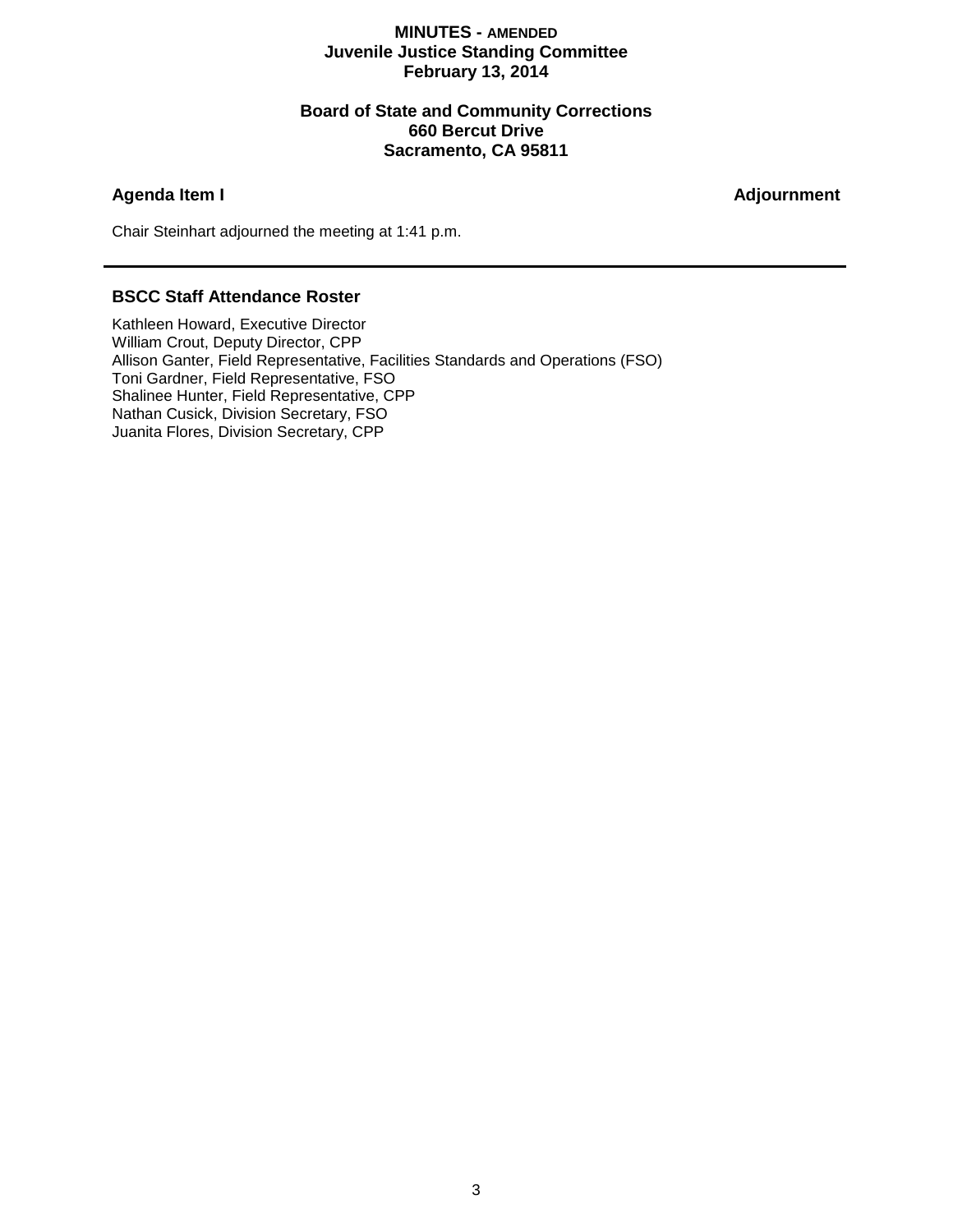**MINUTES - AMENDED**
**Juvenile Justice Standing Committee**
**February 13, 2014**

**Board of State and Community Corrections**
**660 Bercut Drive**
**Sacramento, CA 95811**

**Agenda Item I** **Adjournment**

Chair Steinhart adjourned the meeting at 1:41 p.m.

---

### BSCC Staff Attendance Roster

Kathleen Howard, Executive Director
William Crout, Deputy Director, CPP
Allison Ganter, Field Representative, Facilities Standards and Operations (FSO)
Toni Gardner, Field Representative, FSO
Shalinee Hunter, Field Representative, CPP
Nathan Cusick, Division Secretary, FSO
Juanita Flores, Division Secretary, CPP